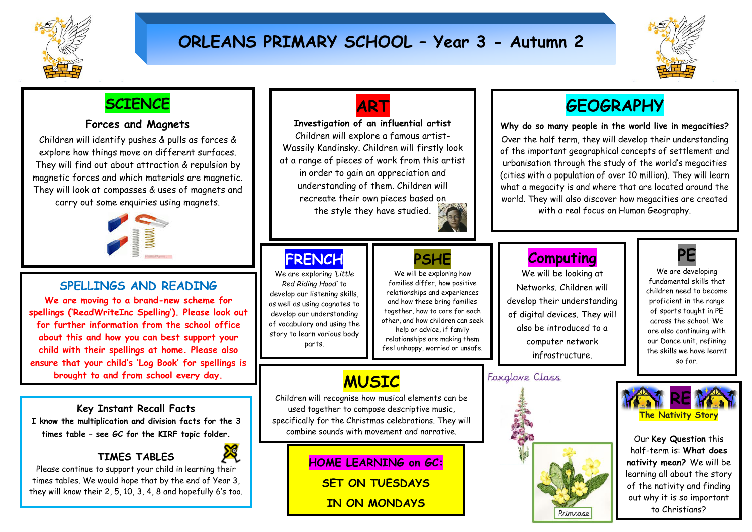# ORLEANS PRIMARY SCHOOL – Year 3 - Autumn 2

## SCIENCE

### Forces and Magnets

Children will identify pushes & pulls as forces & explore how things move on different surfaces. They will find out about attraction & repulsion by magnetic forces and which materials are magnetic. They will look at compasses & uses of magnets and carry out some enquiries using magnets.

## ART

**Investigation of an influential artist**

Children will explore a famous artist- Wassily Kandinsky. Children will firstly look at a range of pieces of work from this artist in order to gain an appreciation and understanding of them. Children will recreate their own pieces based on the style they have studied.

## GEOGRAPHY

**Why do so many people in the world live in megacities?**

Over the half term, they will develop their understanding of the important geographical concepts of settlement and urbanisation through the study of the world's megacities (cities with a population of over 10 million). They will learn what a megacity is and where that are located around the world. They will also discover how megacities are created with a real focus on Human Geography.

## SPELLINGS AND READING

**We are moving to a brand-new scheme for spellings ('ReadWriteInc Spelling'). Please look out for further information from the school office about this and how you can best support your child with their spellings at home. Please also ensure that your child's 'Log Book' for spellings is brought to and from school every day.**

## FRENCH

We are exploring *'Little Red Riding Hood'* to develop our listening skills, as well as using cognates to develop our understanding of vocabulary and using the story to learn various body parts.

## PSHE

We will be exploring how families differ, how positive relationships and experiences and how these bring families together, how to care for each other, and how children can seek help or advice, if family relationships are making them feel unhappy, worried or unsafe.

## Computing

We will be looking at Networks. Children will develop their understanding of digital devices. They will also be introduced to a computer network infrastructure.

## PE

We are developing fundamental skills that children need to become proficient in the range of sports taught in PE across the school. We are also continuing with our Dance unit, refining the skills we have learnt so far.

## MUSIC

Children will recognise how musical elements can be used together to compose descriptive music, specifically for the Christmas celebrations. They will combine sounds with movement and narrative.

Foxglove Class

Primrose

## RE

**The Nativity Story**

Our **Key Question** this half-term is: **What does nativity mean?** We will be learning all about the story of the nativity and finding out why it is so important to Christians?

### Key Instant Recall Facts

**I know the multiplication and division facts for the 3 times table – see GC for the KIRF topic folder.**

### TIMES TABLES

Please continue to support your child in learning their times tables. We would hope that by the end of Year 3, they will know their 2, 5, 10, 3, 4, 8 and hopefully 6's too.

## HOME LEARNING on GC:

**SET ON TUESDAYS**

**IN ON MONDAYS**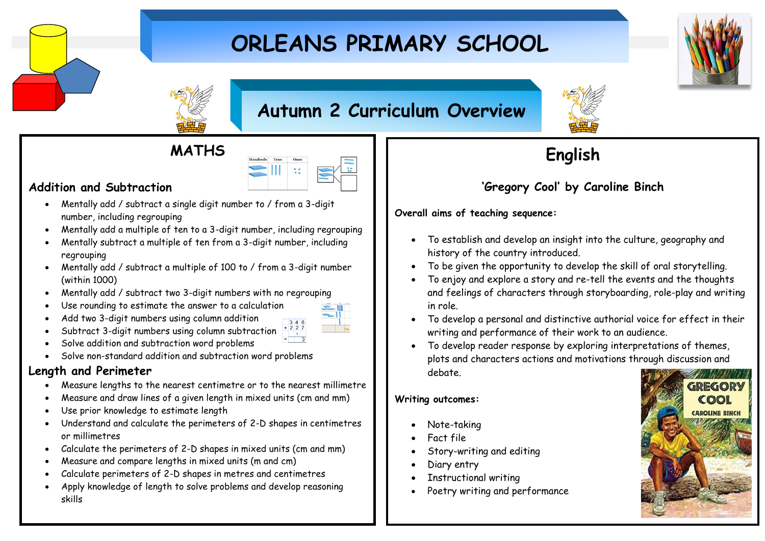# ORLEANS PRIMARY SCHOOL

## Autumn 2 Curriculum Overview

## MATHS

### Addition and Subtraction

- Mentally add / subtract a single digit number to / from a 3-digit number, including regrouping
- Mentally add a multiple of ten to a 3-digit number, including regrouping
- Mentally subtract a multiple of ten from a 3-digit number, including regrouping
- Mentally add / subtract a multiple of 100 to / from a 3-digit number (within 1000)
- Mentally add / subtract two 3-digit numbers with no regrouping
- Use rounding to estimate the answer to a calculation
- Add two 3-digit numbers using column addition
- Subtract 3-digit numbers using column subtraction
- Solve addition and subtraction word problems
- Solve non-standard addition and subtraction word problems

### Length and Perimeter

- Measure lengths to the nearest centimetre or to the nearest millimetre
- Measure and draw lines of a given length in mixed units (cm and mm)
- Use prior knowledge to estimate length
- Understand and calculate the perimeters of 2-D shapes in centimetres or millimetres
- Calculate the perimeters of 2-D shapes in mixed units (cm and mm)
- Measure and compare lengths in mixed units (m and cm)
- Calculate perimeters of 2-D shapes in metres and centimetres
- Apply knowledge of length to solve problems and develop reasoning skills

## English

### 'Gregory Cool' by Caroline Binch

**Overall aims of teaching sequence:**

- To establish and develop an insight into the culture, geography and history of the country introduced.
- To be given the opportunity to develop the skill of oral storytelling.
- To enjoy and explore a story and re-tell the events and the thoughts and feelings of characters through storyboarding, role-play and writing in role.
- To develop a personal and distinctive authorial voice for effect in their writing and performance of their work to an audience.
- To develop reader response by exploring interpretations of themes, plots and characters actions and motivations through discussion and debate.

**Writing outcomes:**

- Note-taking
- Fact file
- Story-writing and editing
- Diary entry
- Instructional writing
- Poetry writing and performance